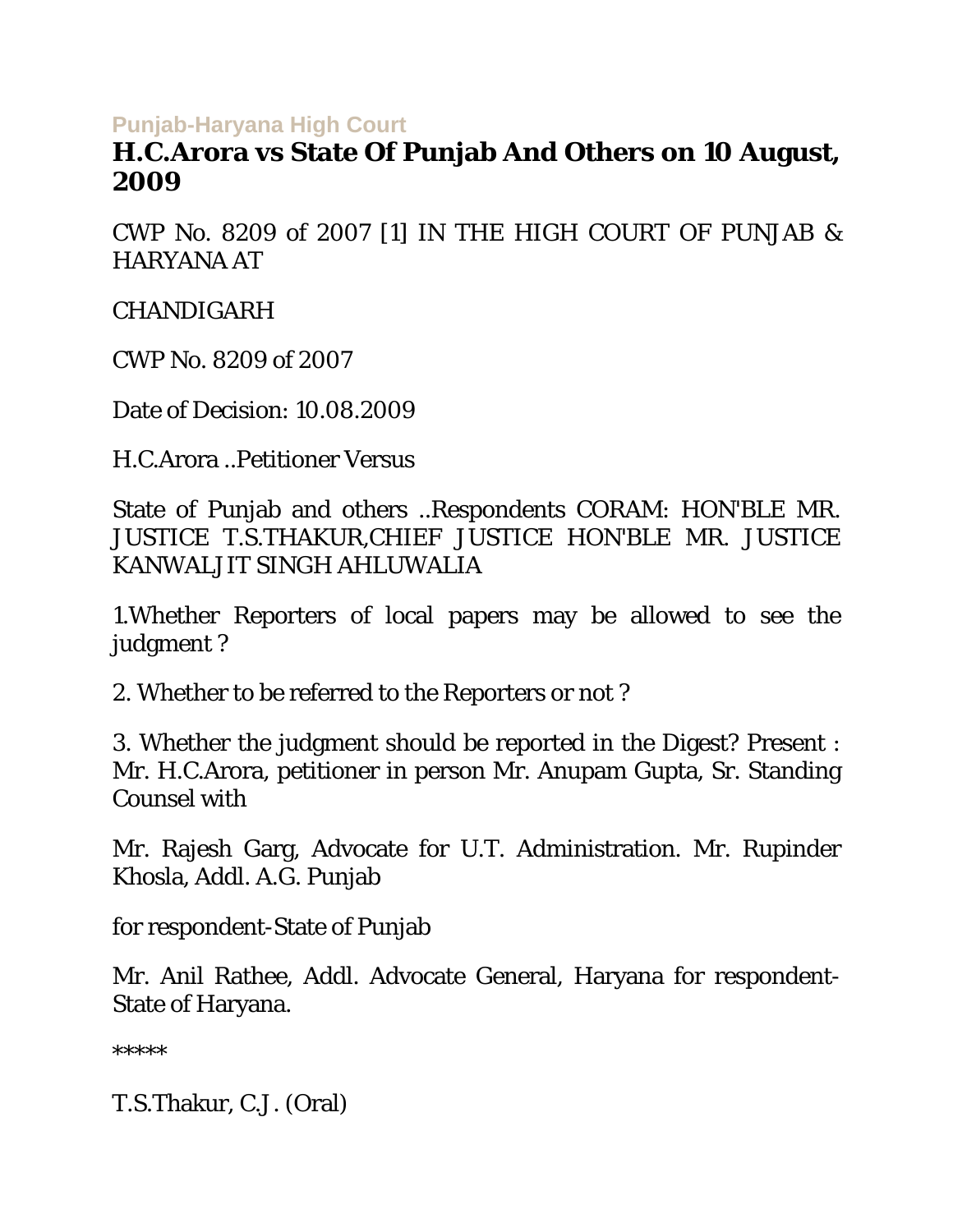Punjab-Haryana High Court

# H.C.Arora vs State Of Punjab And Others on 10 August, 2009

CWP No. 8209 of 2007 [1] IN THE HIGH COURT OF PUNJAB & HARYANA AT

CHANDIGARH

CWP No. 8209 of 2007

Date of Decision: 10.08.2009

H.C.Arora ..Petitioner Versus

State of Punjab and others ..Respondents CORAM: HON'BLE MR. JUSTICE T.S.THAKUR,CHIEF JUSTICE HON'BLE MR. JUSTICE KANWALJIT SINGH AHLUWALIA

1.Whether Reporters of local papers may be allowed to see the judgment ?

2. Whether to be referred to the Reporters or not ?

3. Whether the judgment should be reported in the Digest? Present : Mr. H.C.Arora, petitioner in person Mr. Anupam Gupta, Sr. Standing Counsel with

Mr. Rajesh Garg, Advocate for U.T. Administration. Mr. Rupinder Khosla, Addl. A.G. Punjab

for respondent-State of Punjab

Mr. Anil Rathee, Addl. Advocate General, Haryana for respondent-State of Haryana.

*****

T.S.Thakur, C.J. (Oral)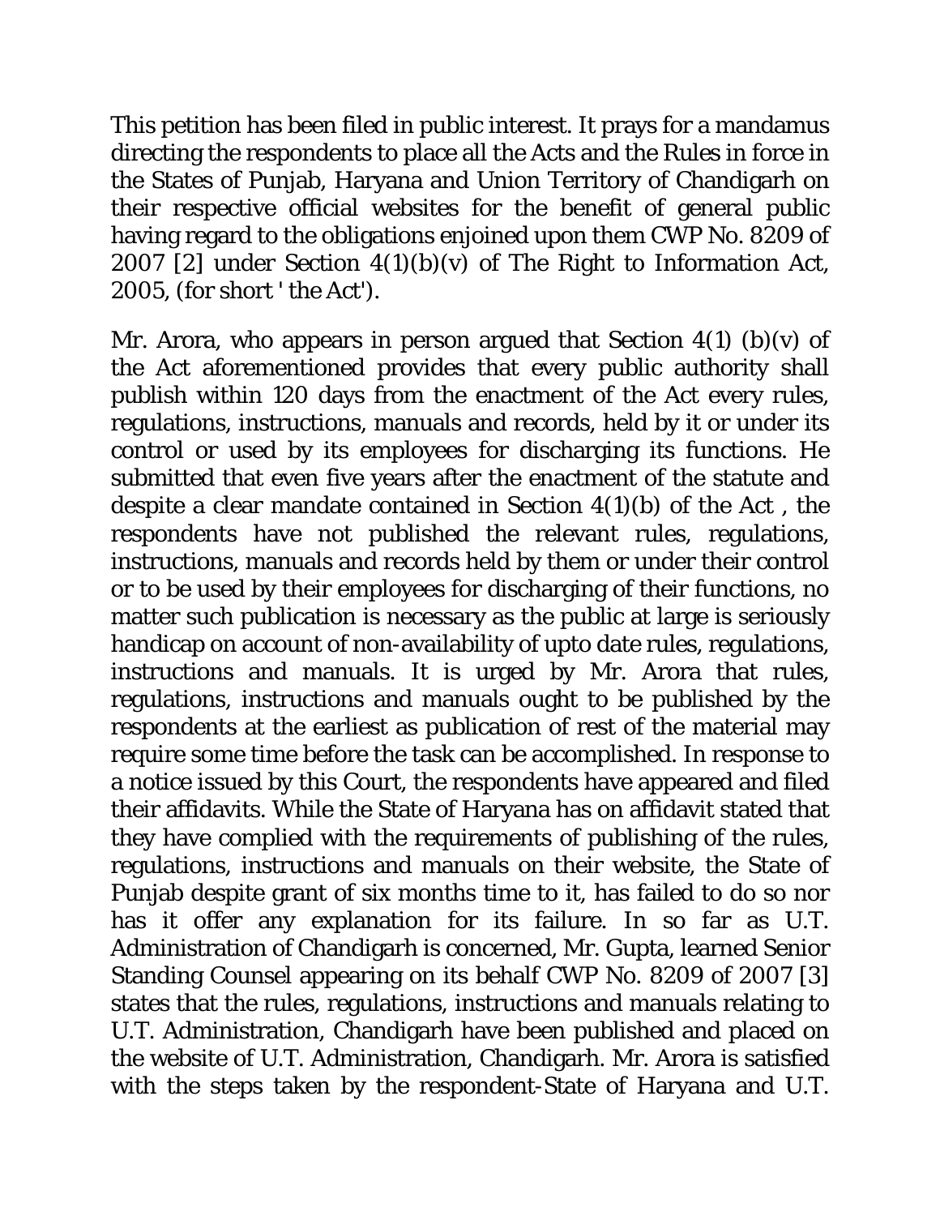This petition has been filed in public interest. It prays for a mandamus directing the respondents to place all the Acts and the Rules in force in the States of Punjab, Haryana and Union Territory of Chandigarh on their respective official websites for the benefit of general public having regard to the obligations enjoined upon them CWP No. 8209 of 2007 [2] under Section 4(1)(b)(v) of The Right to Information Act, 2005, (for short ' the Act').

Mr. Arora, who appears in person argued that Section 4(1) (b)(v) of the Act aforementioned provides that every public authority shall publish within 120 days from the enactment of the Act every rules, regulations, instructions, manuals and records, held by it or under its control or used by its employees for discharging its functions. He submitted that even five years after the enactment of the statute and despite a clear mandate contained in Section 4(1)(b) of the Act , the respondents have not published the relevant rules, regulations, instructions, manuals and records held by them or under their control or to be used by their employees for discharging of their functions, no matter such publication is necessary as the public at large is seriously handicap on account of non-availability of upto date rules, regulations, instructions and manuals. It is urged by Mr. Arora that rules, regulations, instructions and manuals ought to be published by the respondents at the earliest as publication of rest of the material may require some time before the task can be accomplished. In response to a notice issued by this Court, the respondents have appeared and filed their affidavits. While the State of Haryana has on affidavit stated that they have complied with the requirements of publishing of the rules, regulations, instructions and manuals on their website, the State of Punjab despite grant of six months time to it, has failed to do so nor has it offer any explanation for its failure. In so far as U.T. Administration of Chandigarh is concerned, Mr. Gupta, learned Senior Standing Counsel appearing on its behalf CWP No. 8209 of 2007 [3] states that the rules, regulations, instructions and manuals relating to U.T. Administration, Chandigarh have been published and placed on the website of U.T. Administration, Chandigarh. Mr. Arora is satisfied with the steps taken by the respondent-State of Haryana and U.T.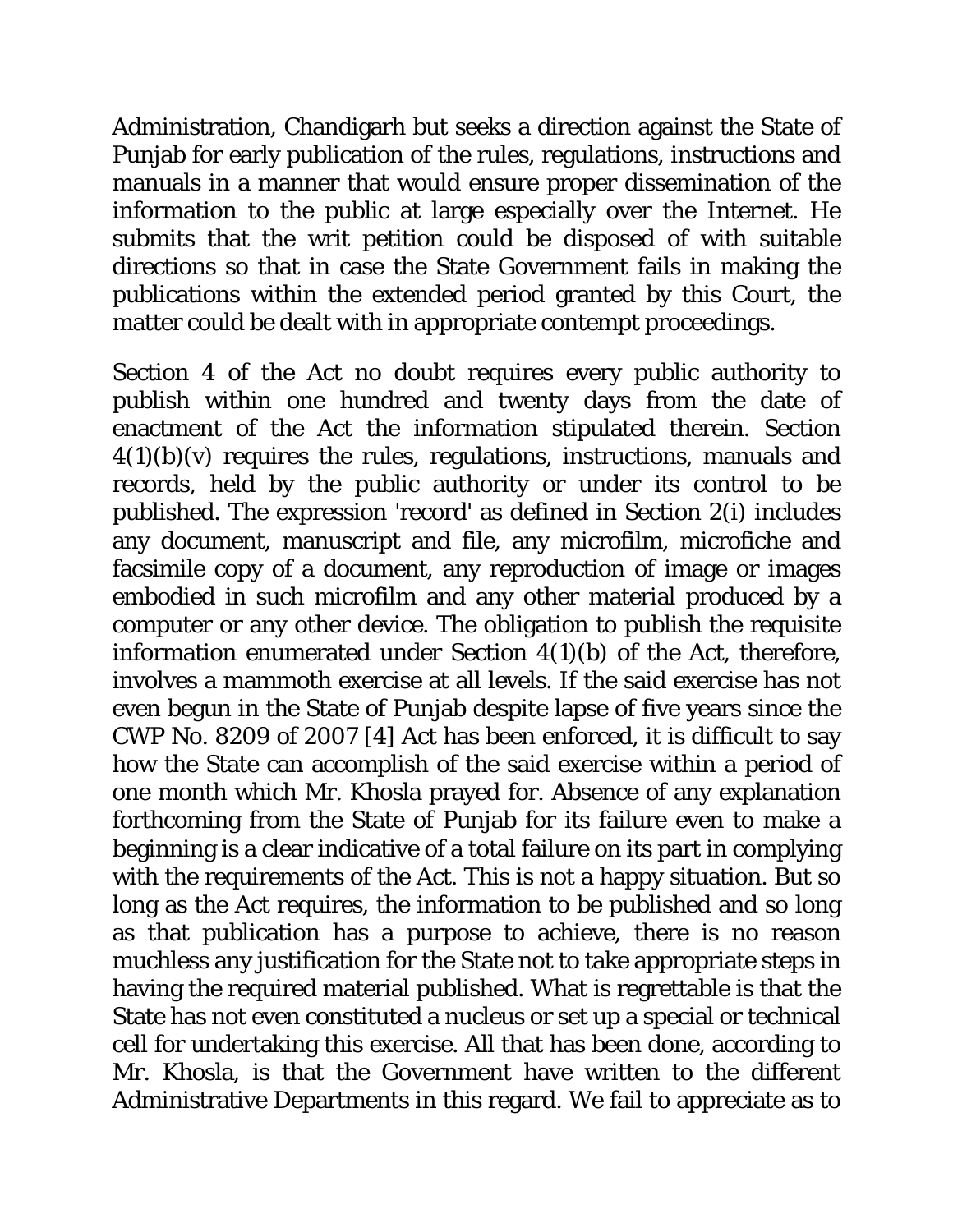Administration, Chandigarh but seeks a direction against the State of Punjab for early publication of the rules, regulations, instructions and manuals in a manner that would ensure proper dissemination of the information to the public at large especially over the Internet. He submits that the writ petition could be disposed of with suitable directions so that in case the State Government fails in making the publications within the extended period granted by this Court, the matter could be dealt with in appropriate contempt proceedings.

Section 4 of the Act no doubt requires every public authority to publish within one hundred and twenty days from the date of enactment of the Act the information stipulated therein. Section 4(1)(b)(v) requires the rules, regulations, instructions, manuals and records, held by the public authority or under its control to be published. The expression 'record' as defined in Section 2(i) includes any document, manuscript and file, any microfilm, microfiche and facsimile copy of a document, any reproduction of image or images embodied in such microfilm and any other material produced by a computer or any other device. The obligation to publish the requisite information enumerated under Section 4(1)(b) of the Act, therefore, involves a mammoth exercise at all levels. If the said exercise has not even begun in the State of Punjab despite lapse of five years since the Act has been enforced, it is difficult to say how the State can accomplish of the said exercise within a period of one month which Mr. Khosla prayed for. Absence of any explanation forthcoming from the State of Punjab for its failure even to make a beginning is a clear indicative of a total failure on its part in complying with the requirements of the Act. This is not a happy situation. But so long as the Act requires, the information to be published and so long as that publication has a purpose to achieve, there is no reason muchless any justification for the State not to take appropriate steps in having the required material published. What is regrettable is that the State has not even constituted a nucleus or set up a special or technical cell for undertaking this exercise. All that has been done, according to Mr. Khosla, is that the Government have written to the different Administrative Departments in this regard. We fail to appreciate as to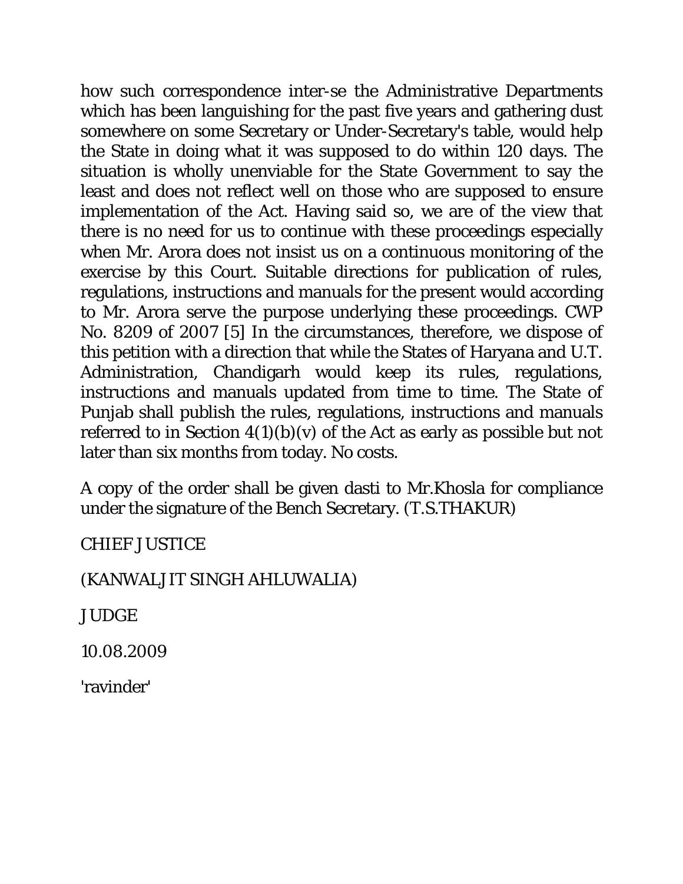how such correspondence inter-se the Administrative Departments which has been languishing for the past five years and gathering dust somewhere on some Secretary or Under-Secretary's table, would help the State in doing what it was supposed to do within 120 days. The situation is wholly unenviable for the State Government to say the least and does not reflect well on those who are supposed to ensure implementation of the Act. Having said so, we are of the view that there is no need for us to continue with these proceedings especially when Mr. Arora does not insist us on a continuous monitoring of the exercise by this Court. Suitable directions for publication of rules, regulations, instructions and manuals for the present would according to Mr. Arora serve the purpose underlying these proceedings. CWP No. 8209 of 2007 [5] In the circumstances, therefore, we dispose of this petition with a direction that while the States of Haryana and U.T. Administration, Chandigarh would keep its rules, regulations, instructions and manuals updated from time to time. The State of Punjab shall publish the rules, regulations, instructions and manuals referred to in Section 4(1)(b)(v) of the Act as early as possible but not later than six months from today. No costs.

A copy of the order shall be given dasti to Mr.Khosla for compliance under the signature of the Bench Secretary. (T.S.THAKUR)

CHIEF JUSTICE

(KANWALJIT SINGH AHLUWALIA)

JUDGE

10.08.2009

'ravinder'